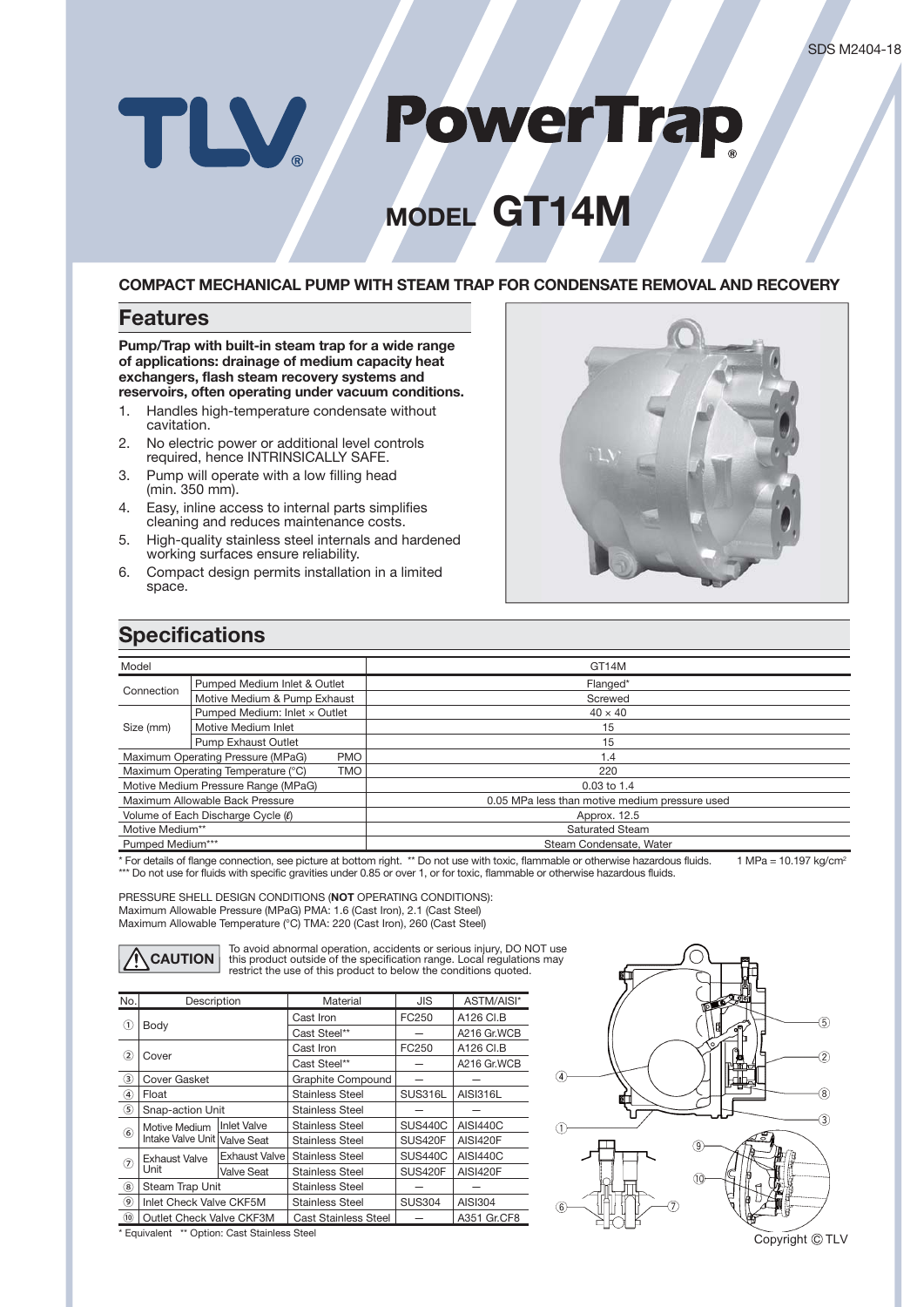SDS M2404-18

# TLV PowerTrap®

# MODEL GT14M

**COMPACT MECHANICAL PUMP WITH STEAM TRAP FOR CONDENSATE REMOVAL AND RECOVERY**

## Features

**Pump/Trap with built-in steam trap for a wide range of applications: drainage of medium capacity heat exchangers, flash steam recovery systems and reservoirs, often operating under vacuum conditions.**

1. Handles high-temperature condensate without cavitation.
2. No electric power or additional level controls required, hence INTRINSICALLY SAFE.
3. Pump will operate with a low filling head (min. 350 mm).
4. Easy, inline access to internal parts simplifies cleaning and reduces maintenance costs.
5. High-quality stainless steel internals and hardened working surfaces ensure reliability.
6. Compact design permits installation in a limited space.

## Specifications

| Model | | | GT14M |
|---|---|---|---|
| Connection | Pumped Medium Inlet & Outlet | | Flanged* |
| | Motive Medium & Pump Exhaust | | Screwed |
| Size (mm) | Pumped Medium: Inlet × Outlet | | 40 × 40 |
| | Motive Medium Inlet | | 15 |
| | Pump Exhaust Outlet | | 15 |
| Maximum Operating Pressure (MPaG) | | PMO | 1.4 |
| Maximum Operating Temperature (°C) | | TMO | 220 |
| Motive Medium Pressure Range (MPaG) | | | 0.03 to 1.4 |
| Maximum Allowable Back Pressure | | | 0.05 MPa less than motive medium pressure used |
| Volume of Each Discharge Cycle (ℓ) | | | Approx. 12.5 |
| Motive Medium** | | | Saturated Steam |
| Pumped Medium*** | | | Steam Condensate, Water |

\* For details of flange connection, see picture at bottom right. ** Do not use with toxic, flammable or otherwise hazardous fluids. 1 MPa = 10.197 kg/cm²
\*** Do not use for fluids with specific gravities under 0.85 or over 1, or for toxic, flammable or otherwise hazardous fluids.

PRESSURE SHELL DESIGN CONDITIONS (**NOT** OPERATING CONDITIONS):
Maximum Allowable Pressure (MPaG) PMA: 1.6 (Cast Iron), 2.1 (Cast Steel)
Maximum Allowable Temperature (°C) TMA: 220 (Cast Iron), 260 (Cast Steel)

**⚠ CAUTION** To avoid abnormal operation, accidents or serious injury, DO NOT use this product outside of the specification range. Local regulations may restrict the use of this product to below the conditions quoted.

| No. | Description | | Material | JIS | ASTM/AISI* |
|---|---|---|---|---|---|
| ① | Body | | Cast Iron | FC250 | A126 Cl.B |
| | | | Cast Steel** | — | A216 Gr.WCB |
| ② | Cover | | Cast Iron | FC250 | A126 Cl.B |
| | | | Cast Steel** | — | A216 Gr.WCB |
| ③ | Cover Gasket | | Graphite Compound | — | — |
| ④ | Float | | Stainless Steel | SUS316L | AISI316L |
| ⑤ | Snap-action Unit | | Stainless Steel | — | — |
| ⑥ | Motive Medium Intake Valve Unit | Inlet Valve | Stainless Steel | SUS440C | AISI440C |
| | | Valve Seat | Stainless Steel | SUS420F | AISI420F |
| ⑦ | Exhaust Valve Unit | Exhaust Valve | Stainless Steel | SUS440C | AISI440C |
| | | Valve Seat | Stainless Steel | SUS420F | AISI420F |
| ⑧ | Steam Trap Unit | | Stainless Steel | — | — |
| ⑨ | Inlet Check Valve CKF5M | | Stainless Steel | SUS304 | AISI304 |
| ⑩ | Outlet Check Valve CKF3M | | Cast Stainless Steel | — | A351 Gr.CF8 |

\* Equivalent ** Option: Cast Stainless Steel

Copyright © TLV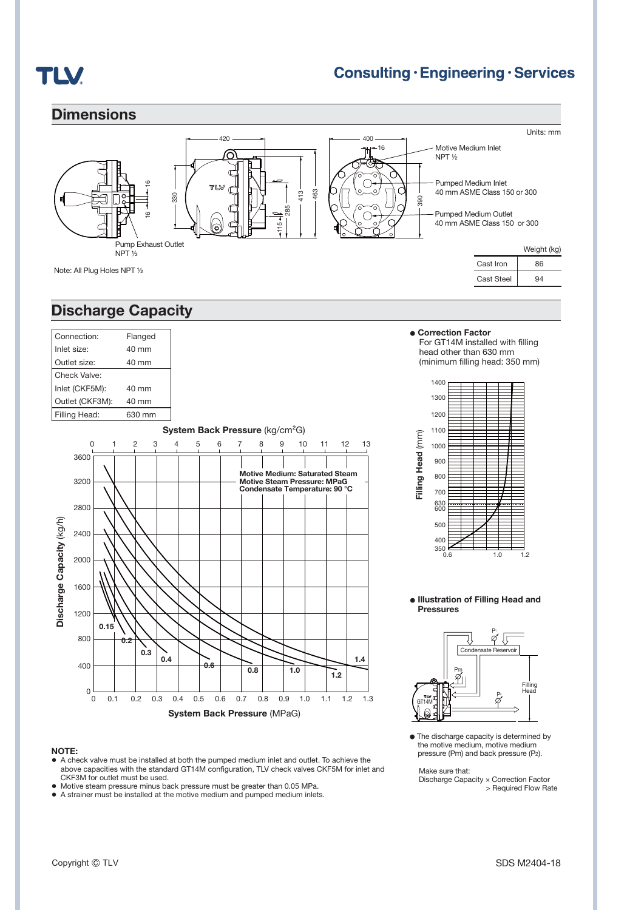## Dimensions

Units: mm

Motive Medium Inlet NPT ½

Pumped Medium Inlet 40 mm ASME Class 150 or 300

Pumped Medium Outlet 40 mm ASME Class 150 or 300

Pump Exhaust Outlet NPT ½

Note: All Plug Holes NPT ½

| | Weight (kg) |
|---|---|
| Cast Iron | 86 |
| Cast Steel | 94 |

## Discharge Capacity

| | |
|---|---|
| Connection: | Flanged |
| Inlet size: | 40 mm |
| Outlet size: | 40 mm |
| Check Valve: | |
| Inlet (CKF5M): | 40 mm |
| Outlet (CKF3M): | 40 mm |
| Filling Head: | 630 mm |

System Back Pressure (kg/cm²G)

Motive Medium: Saturated Steam
Motive Steam Pressure: MPaG
Condensate Temperature: 90 °C

Discharge Capacity (kg/h)

System Back Pressure (MPaG)

- **Correction Factor**
  For GT14M installed with filling head other than 630 mm (minimum filling head: 350 mm)

Filling Head (mm)

- **Illustration of Filling Head and Pressures**

- The discharge capacity is determined by the motive medium, motive medium pressure (Pm) and back pressure (P₂).

Make sure that:
Discharge Capacity × Correction Factor > Required Flow Rate

**NOTE:**

- A check valve must be installed at both the pumped medium inlet and outlet. To achieve the above capacities with the standard GT14M configuration, TLV check valves CKF5M for inlet and CKF3M for outlet must be used.
- Motive steam pressure minus back pressure must be greater than 0.05 MPa.
- A strainer must be installed at the motive medium and pumped medium inlets.

Copyright © TLV

SDS M2404-18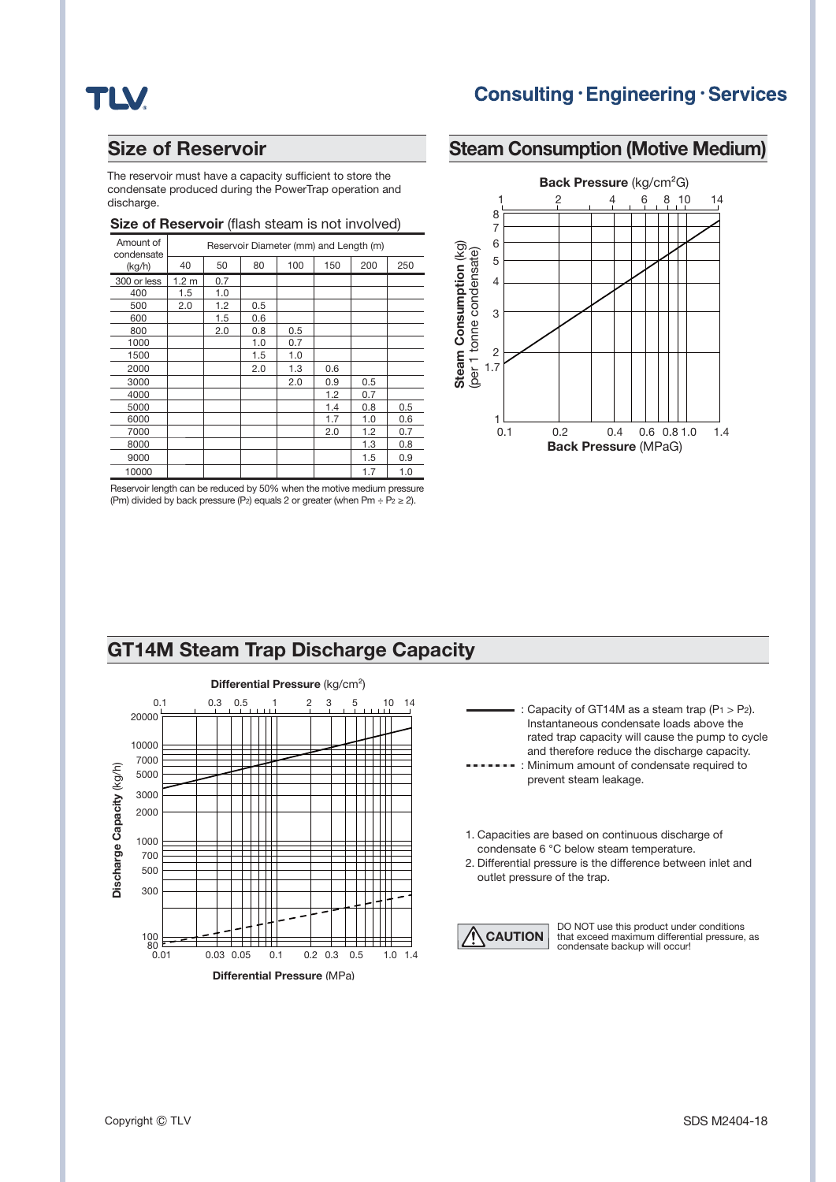# Consulting · Engineering · Services

## Size of Reservoir

The reservoir must have a capacity sufficient to store the condensate produced during the PowerTrap operation and discharge.

### Size of Reservoir (flash steam is not involved)

| Amount of condensate (kg/h) | Reservoir Diameter (mm) and Length (m) | | | | | | |
|---|---|---|---|---|---|---|---|
| | 40 | 50 | 80 | 100 | 150 | 200 | 250 |
| 300 or less | 1.2 m | 0.7 | | | | | |
| 400 | 1.5 | 1.0 | | | | | |
| 500 | 2.0 | 1.2 | 0.5 | | | | |
| 600 | | 1.5 | 0.6 | | | | |
| 800 | | 2.0 | 0.8 | 0.5 | | | |
| 1000 | | | 1.0 | 0.7 | | | |
| 1500 | | | 1.5 | 1.0 | | | |
| 2000 | | | 2.0 | 1.3 | 0.6 | | |
| 3000 | | | | 2.0 | 0.9 | 0.5 | |
| 4000 | | | | | 1.2 | 0.7 | |
| 5000 | | | | | 1.4 | 0.8 | 0.5 |
| 6000 | | | | | 1.7 | 1.0 | 0.6 |
| 7000 | | | | | 2.0 | 1.2 | 0.7 |
| 8000 | | | | | | 1.3 | 0.8 |
| 9000 | | | | | | 1.5 | 0.9 |
| 10000 | | | | | | 1.7 | 1.0 |

Reservoir length can be reduced by 50% when the motive medium pressure (Pm) divided by back pressure ($P_2$) equals 2 or greater (when $Pm \div P_2 \geq 2$).

## Steam Consumption (Motive Medium)

## GT14M Steam Trap Discharge Capacity

——— : Capacity of GT14M as a steam trap ($P_1 > P_2$). Instantaneous condensate loads above the rated trap capacity will cause the pump to cycle and therefore reduce the discharge capacity.

- - - - - : Minimum amount of condensate required to prevent steam leakage.

1. Capacities are based on continuous discharge of condensate 6 °C below steam temperature.
2. Differential pressure is the difference between inlet and outlet pressure of the trap.

**CAUTION** DO NOT use this product under conditions that exceed maximum differential pressure, as condensate backup will occur!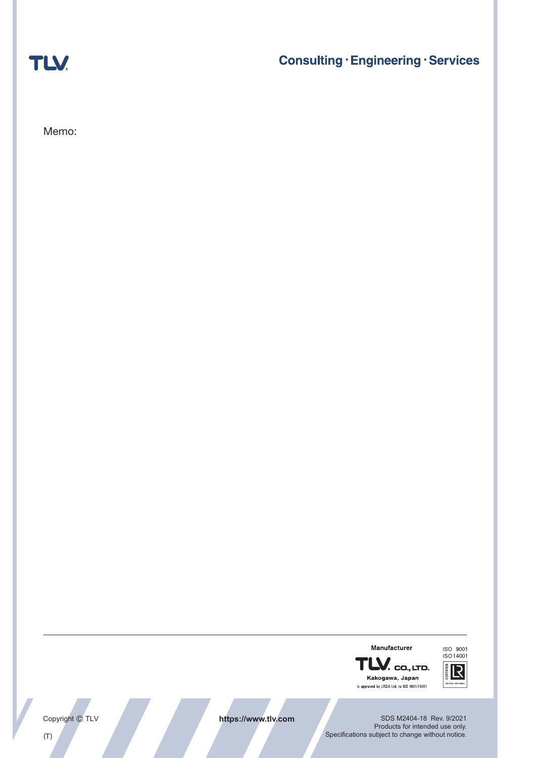TLV

Consulting · Engineering · Services

Memo:

Manufacturer

TLV. CO., LTD.

Kakogawa, Japan

is approved by LRQA Ltd. to ISO 9001/14001

ISO 9001
ISO 14001

Copyright © TLV

(T)

https://www.tlv.com

SDS M2404-18 Rev. 9/2021
Products for intended use only.
Specifications subject to change without notice.